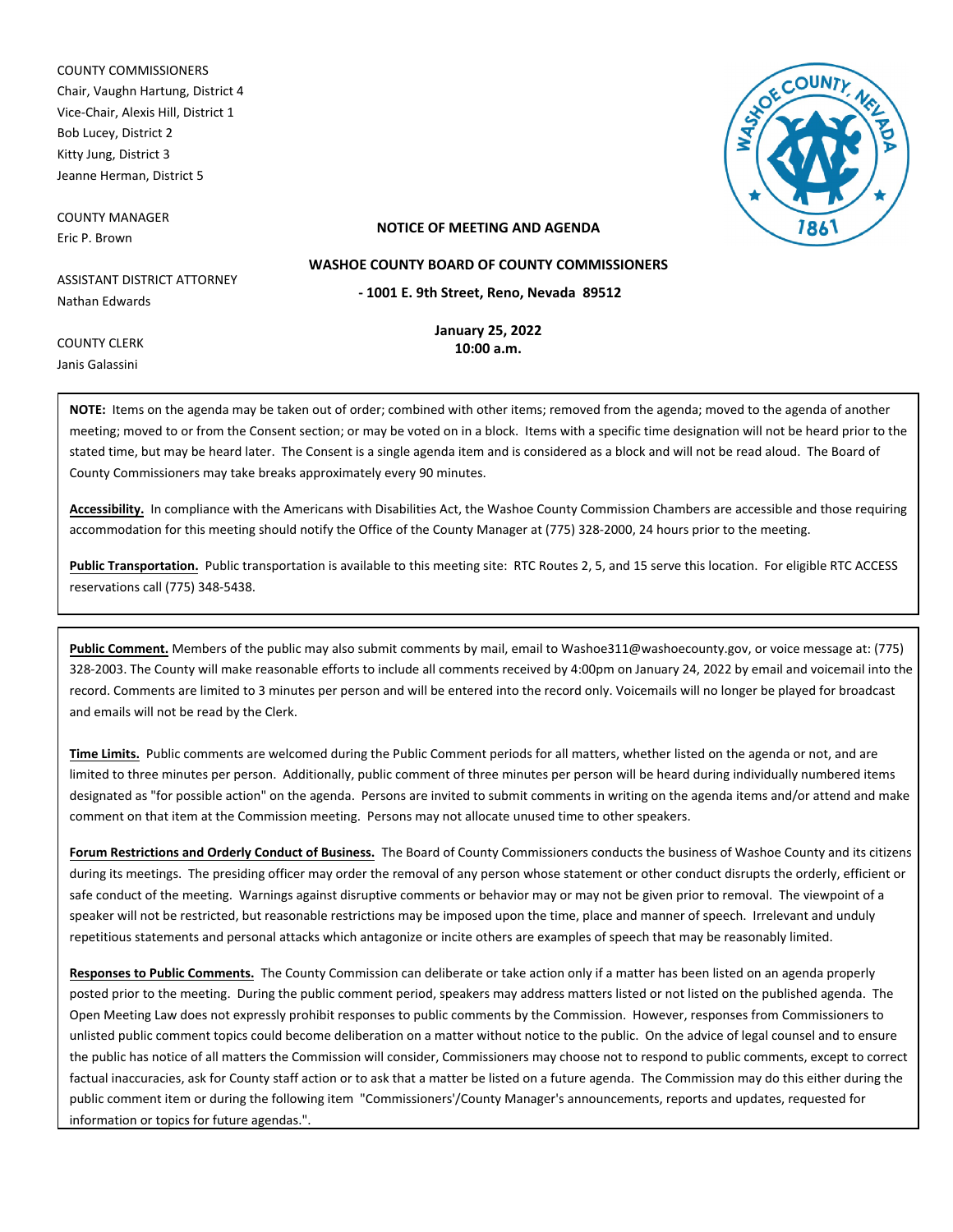COUNTY COMMISSIONERS
Chair, Vaughn Hartung, District 4
Vice-Chair, Alexis Hill, District 1
Bob Lucey, District 2
Kitty Jung, District 3
Jeanne Herman, District 5

COUNTY MANAGER
Eric P. Brown

ASSISTANT DISTRICT ATTORNEY
Nathan Edwards

COUNTY CLERK
Janis Galassini

**NOTICE OF MEETING AND AGENDA**

**WASHOE COUNTY BOARD OF COUNTY COMMISSIONERS**

**- 1001 E. 9th Street, Reno, Nevada 89512**

**January 25, 2022**
**10:00 a.m.**

**NOTE:** Items on the agenda may be taken out of order; combined with other items; removed from the agenda; moved to the agenda of another meeting; moved to or from the Consent section; or may be voted on in a block. Items with a specific time designation will not be heard prior to the stated time, but may be heard later. The Consent is a single agenda item and is considered as a block and will not be read aloud. The Board of County Commissioners may take breaks approximately every 90 minutes.

**Accessibility.** In compliance with the Americans with Disabilities Act, the Washoe County Commission Chambers are accessible and those requiring accommodation for this meeting should notify the Office of the County Manager at (775) 328-2000, 24 hours prior to the meeting.

**Public Transportation.** Public transportation is available to this meeting site: RTC Routes 2, 5, and 15 serve this location. For eligible RTC ACCESS reservations call (775) 348-5438.

**Public Comment.** Members of the public may also submit comments by mail, email to Washoe311@washoecounty.gov, or voice message at: (775) 328-2003. The County will make reasonable efforts to include all comments received by 4:00pm on January 24, 2022 by email and voicemail into the record. Comments are limited to 3 minutes per person and will be entered into the record only. Voicemails will no longer be played for broadcast and emails will not be read by the Clerk.

**Time Limits.** Public comments are welcomed during the Public Comment periods for all matters, whether listed on the agenda or not, and are limited to three minutes per person. Additionally, public comment of three minutes per person will be heard during individually numbered items designated as "for possible action" on the agenda. Persons are invited to submit comments in writing on the agenda items and/or attend and make comment on that item at the Commission meeting. Persons may not allocate unused time to other speakers.

**Forum Restrictions and Orderly Conduct of Business.** The Board of County Commissioners conducts the business of Washoe County and its citizens during its meetings. The presiding officer may order the removal of any person whose statement or other conduct disrupts the orderly, efficient or safe conduct of the meeting. Warnings against disruptive comments or behavior may or may not be given prior to removal. The viewpoint of a speaker will not be restricted, but reasonable restrictions may be imposed upon the time, place and manner of speech. Irrelevant and unduly repetitious statements and personal attacks which antagonize or incite others are examples of speech that may be reasonably limited.

**Responses to Public Comments.** The County Commission can deliberate or take action only if a matter has been listed on an agenda properly posted prior to the meeting. During the public comment period, speakers may address matters listed or not listed on the published agenda. The Open Meeting Law does not expressly prohibit responses to public comments by the Commission. However, responses from Commissioners to unlisted public comment topics could become deliberation on a matter without notice to the public. On the advice of legal counsel and to ensure the public has notice of all matters the Commission will consider, Commissioners may choose not to respond to public comments, except to correct factual inaccuracies, ask for County staff action or to ask that a matter be listed on a future agenda. The Commission may do this either during the public comment item or during the following item "Commissioners'/County Manager's announcements, reports and updates, requested for information or topics for future agendas.".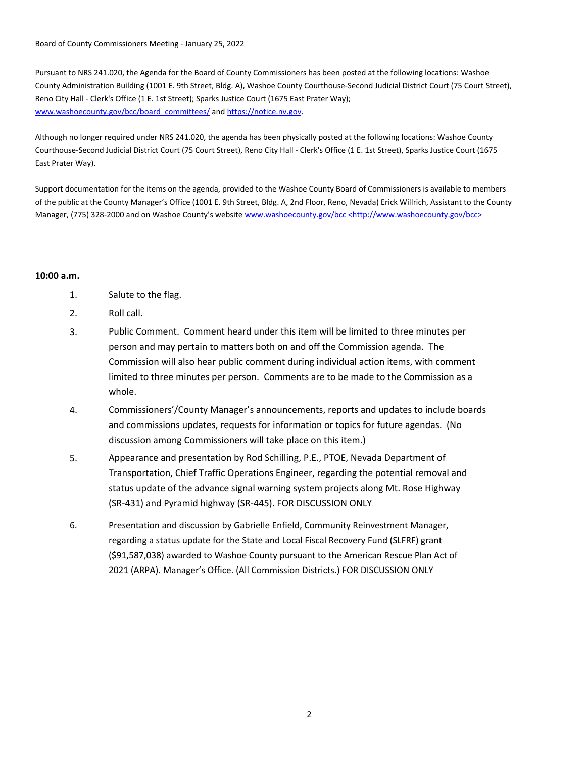Board of County Commissioners Meeting - January 25, 2022

Pursuant to NRS 241.020, the Agenda for the Board of County Commissioners has been posted at the following locations: Washoe County Administration Building (1001 E. 9th Street, Bldg. A), Washoe County Courthouse-Second Judicial District Court (75 Court Street), Reno City Hall - Clerk's Office (1 E. 1st Street); Sparks Justice Court (1675 East Prater Way); www.washoecounty.gov/bcc/board_committees/ and https://notice.nv.gov.

Although no longer required under NRS 241.020, the agenda has been physically posted at the following locations: Washoe County Courthouse-Second Judicial District Court (75 Court Street), Reno City Hall - Clerk's Office (1 E. 1st Street), Sparks Justice Court (1675 East Prater Way).

Support documentation for the items on the agenda, provided to the Washoe County Board of Commissioners is available to members of the public at the County Manager's Office (1001 E. 9th Street, Bldg. A, 2nd Floor, Reno, Nevada) Erick Willrich, Assistant to the County Manager, (775) 328-2000 and on Washoe County's website www.washoecounty.gov/bcc <http://www.washoecounty.gov/bcc>

**10:00 a.m.**

1. Salute to the flag.
2. Roll call.
3. Public Comment. Comment heard under this item will be limited to three minutes per person and may pertain to matters both on and off the Commission agenda. The Commission will also hear public comment during individual action items, with comment limited to three minutes per person. Comments are to be made to the Commission as a whole.
4. Commissioners'/County Manager's announcements, reports and updates to include boards and commissions updates, requests for information or topics for future agendas. (No discussion among Commissioners will take place on this item.)
5. Appearance and presentation by Rod Schilling, P.E., PTOE, Nevada Department of Transportation, Chief Traffic Operations Engineer, regarding the potential removal and status update of the advance signal warning system projects along Mt. Rose Highway (SR-431) and Pyramid highway (SR-445). FOR DISCUSSION ONLY
6. Presentation and discussion by Gabrielle Enfield, Community Reinvestment Manager, regarding a status update for the State and Local Fiscal Recovery Fund (SLFRF) grant ($91,587,038) awarded to Washoe County pursuant to the American Rescue Plan Act of 2021 (ARPA). Manager's Office. (All Commission Districts.) FOR DISCUSSION ONLY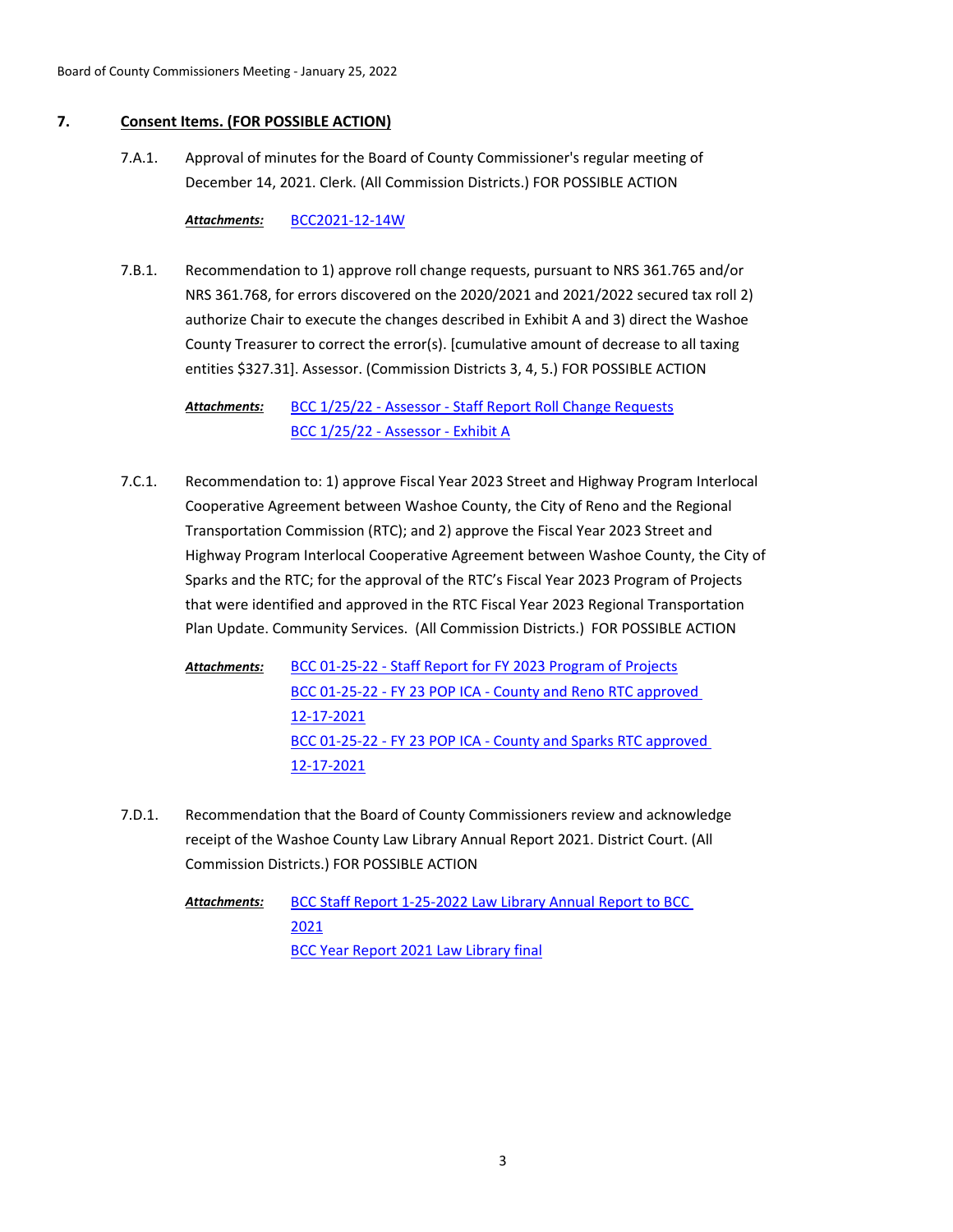## 7. **Consent Items. (FOR POSSIBLE ACTION)**

7.A.1. Approval of minutes for the Board of County Commissioner's regular meeting of December 14, 2021. Clerk. (All Commission Districts.) FOR POSSIBLE ACTION

***Attachments:*** BCC2021-12-14W

7.B.1. Recommendation to 1) approve roll change requests, pursuant to NRS 361.765 and/or NRS 361.768, for errors discovered on the 2020/2021 and 2021/2022 secured tax roll 2) authorize Chair to execute the changes described in Exhibit A and 3) direct the Washoe County Treasurer to correct the error(s). [cumulative amount of decrease to all taxing entities $327.31]. Assessor. (Commission Districts 3, 4, 5.) FOR POSSIBLE ACTION

***Attachments:*** BCC 1/25/22 - Assessor - Staff Report Roll Change Requests
BCC 1/25/22 - Assessor - Exhibit A

7.C.1. Recommendation to: 1) approve Fiscal Year 2023 Street and Highway Program Interlocal Cooperative Agreement between Washoe County, the City of Reno and the Regional Transportation Commission (RTC); and 2) approve the Fiscal Year 2023 Street and Highway Program Interlocal Cooperative Agreement between Washoe County, the City of Sparks and the RTC; for the approval of the RTC's Fiscal Year 2023 Program of Projects that were identified and approved in the RTC Fiscal Year 2023 Regional Transportation Plan Update. Community Services. (All Commission Districts.) FOR POSSIBLE ACTION

***Attachments:*** BCC 01-25-22 - Staff Report for FY 2023 Program of Projects
BCC 01-25-22 - FY 23 POP ICA - County and Reno RTC approved 12-17-2021
BCC 01-25-22 - FY 23 POP ICA - County and Sparks RTC approved 12-17-2021

7.D.1. Recommendation that the Board of County Commissioners review and acknowledge receipt of the Washoe County Law Library Annual Report 2021. District Court. (All Commission Districts.) FOR POSSIBLE ACTION

***Attachments:*** BCC Staff Report 1-25-2022 Law Library Annual Report to BCC 2021
BCC Year Report 2021 Law Library final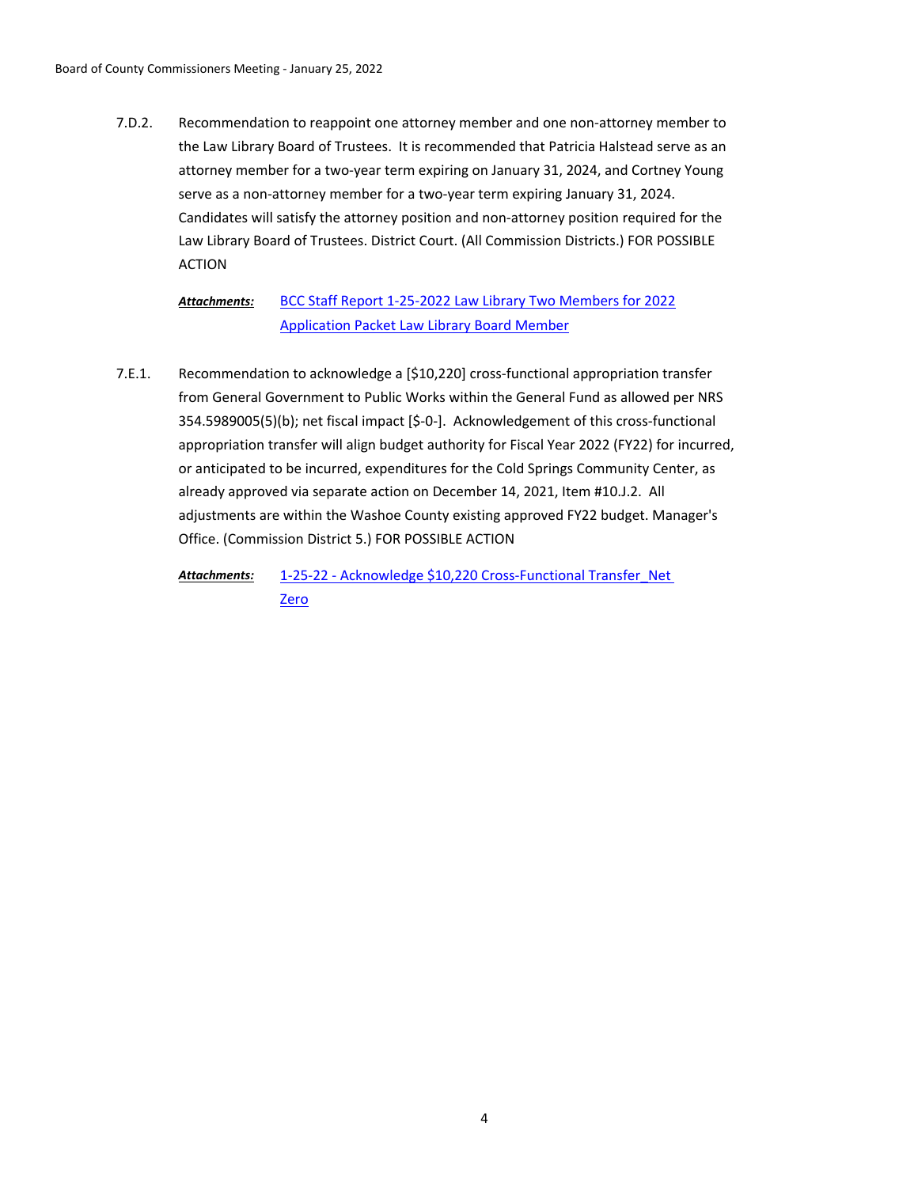7.D.2. Recommendation to reappoint one attorney member and one non-attorney member to the Law Library Board of Trustees. It is recommended that Patricia Halstead serve as an attorney member for a two-year term expiring on January 31, 2024, and Cortney Young serve as a non-attorney member for a two-year term expiring January 31, 2024. Candidates will satisfy the attorney position and non-attorney position required for the Law Library Board of Trustees. District Court. (All Commission Districts.) FOR POSSIBLE ACTION

***Attachments:*** BCC Staff Report 1-25-2022 Law Library Two Members for 2022
Application Packet Law Library Board Member

7.E.1. Recommendation to acknowledge a [$10,220] cross-functional appropriation transfer from General Government to Public Works within the General Fund as allowed per NRS 354.5989005(5)(b); net fiscal impact [$-0-]. Acknowledgement of this cross-functional appropriation transfer will align budget authority for Fiscal Year 2022 (FY22) for incurred, or anticipated to be incurred, expenditures for the Cold Springs Community Center, as already approved via separate action on December 14, 2021, Item #10.J.2. All adjustments are within the Washoe County existing approved FY22 budget. Manager's Office. (Commission District 5.) FOR POSSIBLE ACTION

***Attachments:*** 1-25-22 - Acknowledge $10,220 Cross-Functional Transfer_Net Zero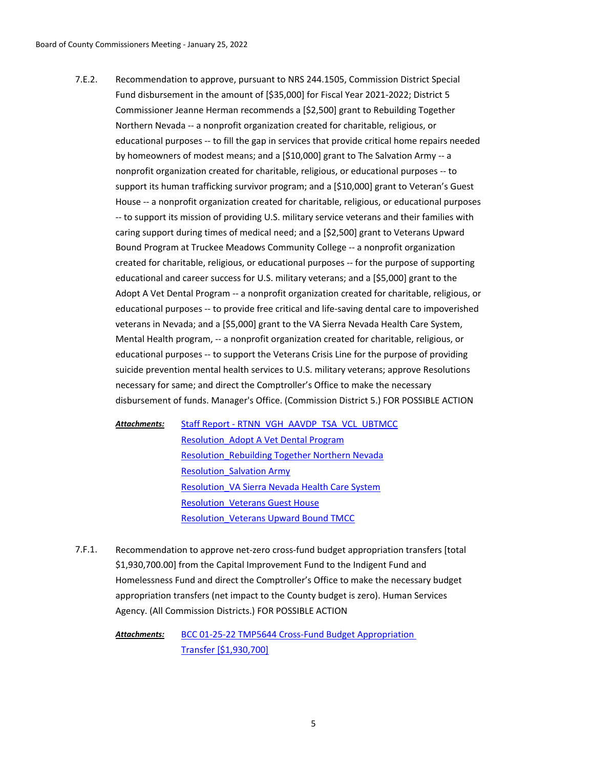7.E.2. Recommendation to approve, pursuant to NRS 244.1505, Commission District Special Fund disbursement in the amount of [$35,000] for Fiscal Year 2021-2022; District 5 Commissioner Jeanne Herman recommends a [$2,500] grant to Rebuilding Together Northern Nevada -- a nonprofit organization created for charitable, religious, or educational purposes -- to fill the gap in services that provide critical home repairs needed by homeowners of modest means; and a [$10,000] grant to The Salvation Army -- a nonprofit organization created for charitable, religious, or educational purposes -- to support its human trafficking survivor program; and a [$10,000] grant to Veteran's Guest House -- a nonprofit organization created for charitable, religious, or educational purposes -- to support its mission of providing U.S. military service veterans and their families with caring support during times of medical need; and a [$2,500] grant to Veterans Upward Bound Program at Truckee Meadows Community College -- a nonprofit organization created for charitable, religious, or educational purposes -- for the purpose of supporting educational and career success for U.S. military veterans; and a [$5,000] grant to the Adopt A Vet Dental Program -- a nonprofit organization created for charitable, religious, or educational purposes -- to provide free critical and life-saving dental care to impoverished veterans in Nevada; and a [$5,000] grant to the VA Sierra Nevada Health Care System, Mental Health program, -- a nonprofit organization created for charitable, religious, or educational purposes -- to support the Veterans Crisis Line for the purpose of providing suicide prevention mental health services to U.S. military veterans; approve Resolutions necessary for same; and direct the Comptroller's Office to make the necessary disbursement of funds. Manager's Office. (Commission District 5.) FOR POSSIBLE ACTION

***Attachments:*** Staff Report - RTNN_VGH_AAVDP_TSA_VCL_UBTMCC
Resolution_Adopt A Vet Dental Program
Resolution_Rebuilding Together Northern Nevada
Resolution_Salvation Army
Resolution_VA Sierra Nevada Health Care System
Resolution_Veterans Guest House
Resolution_Veterans Upward Bound TMCC

7.F.1. Recommendation to approve net-zero cross-fund budget appropriation transfers [total $1,930,700.00] from the Capital Improvement Fund to the Indigent Fund and Homelessness Fund and direct the Comptroller's Office to make the necessary budget appropriation transfers (net impact to the County budget is zero). Human Services Agency. (All Commission Districts.) FOR POSSIBLE ACTION

***Attachments:*** BCC 01-25-22 TMP5644 Cross-Fund Budget Appropriation Transfer [$1,930,700]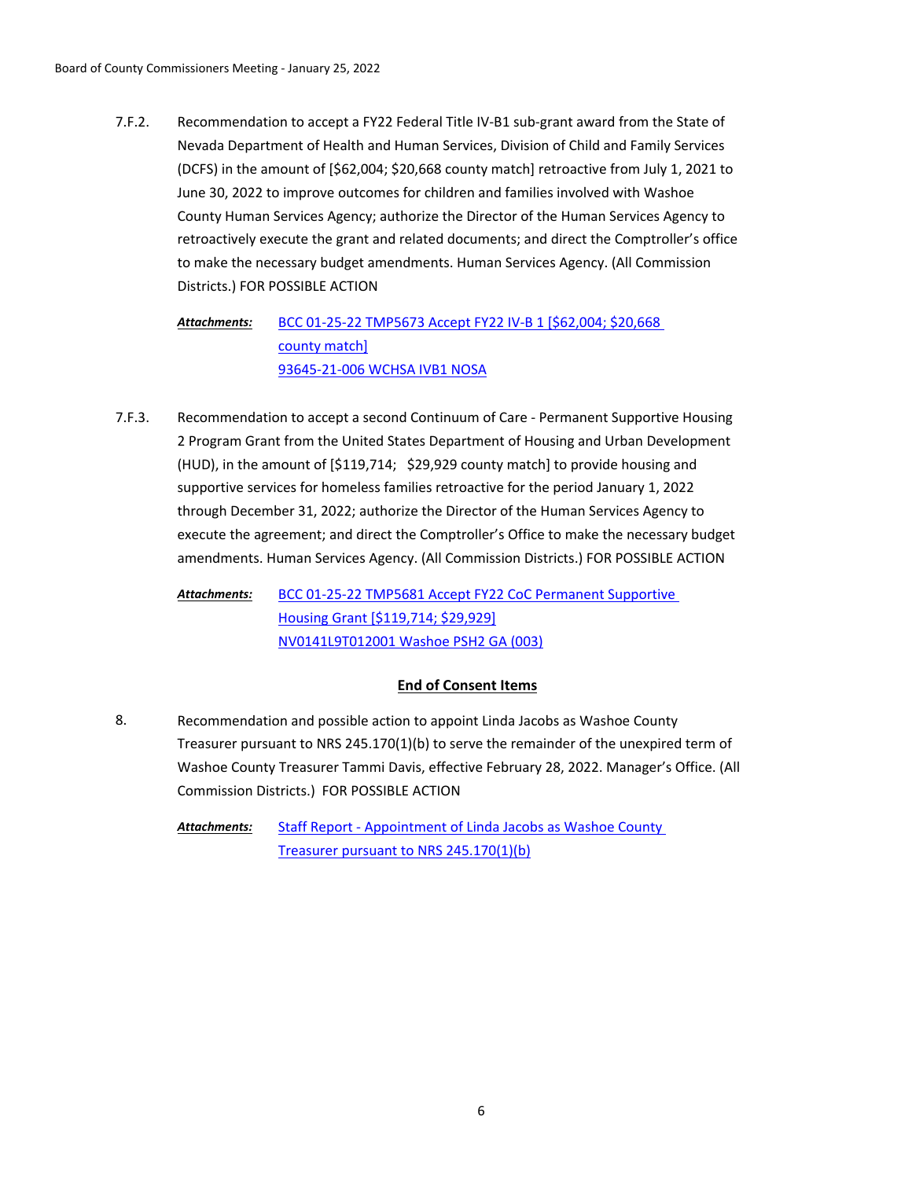7.F.2. Recommendation to accept a FY22 Federal Title IV-B1 sub-grant award from the State of Nevada Department of Health and Human Services, Division of Child and Family Services (DCFS) in the amount of [$62,004; $20,668 county match] retroactive from July 1, 2021 to June 30, 2022 to improve outcomes for children and families involved with Washoe County Human Services Agency; authorize the Director of the Human Services Agency to retroactively execute the grant and related documents; and direct the Comptroller's office to make the necessary budget amendments. Human Services Agency. (All Commission Districts.) FOR POSSIBLE ACTION

*Attachments:* BCC 01-25-22 TMP5673 Accept FY22 IV-B 1 [$62,004; $20,668 county match]
93645-21-006 WCHSA IVB1 NOSA

7.F.3. Recommendation to accept a second Continuum of Care - Permanent Supportive Housing 2 Program Grant from the United States Department of Housing and Urban Development (HUD), in the amount of [$119,714; $29,929 county match] to provide housing and supportive services for homeless families retroactive for the period January 1, 2022 through December 31, 2022; authorize the Director of the Human Services Agency to execute the agreement; and direct the Comptroller's Office to make the necessary budget amendments. Human Services Agency. (All Commission Districts.) FOR POSSIBLE ACTION

*Attachments:* BCC 01-25-22 TMP5681 Accept FY22 CoC Permanent Supportive Housing Grant [$119,714; $29,929]
NV0141L9T012001 Washoe PSH2 GA (003)

**End of Consent Items**

8. Recommendation and possible action to appoint Linda Jacobs as Washoe County Treasurer pursuant to NRS 245.170(1)(b) to serve the remainder of the unexpired term of Washoe County Treasurer Tammi Davis, effective February 28, 2022. Manager's Office. (All Commission Districts.) FOR POSSIBLE ACTION

*Attachments:* Staff Report - Appointment of Linda Jacobs as Washoe County Treasurer pursuant to NRS 245.170(1)(b)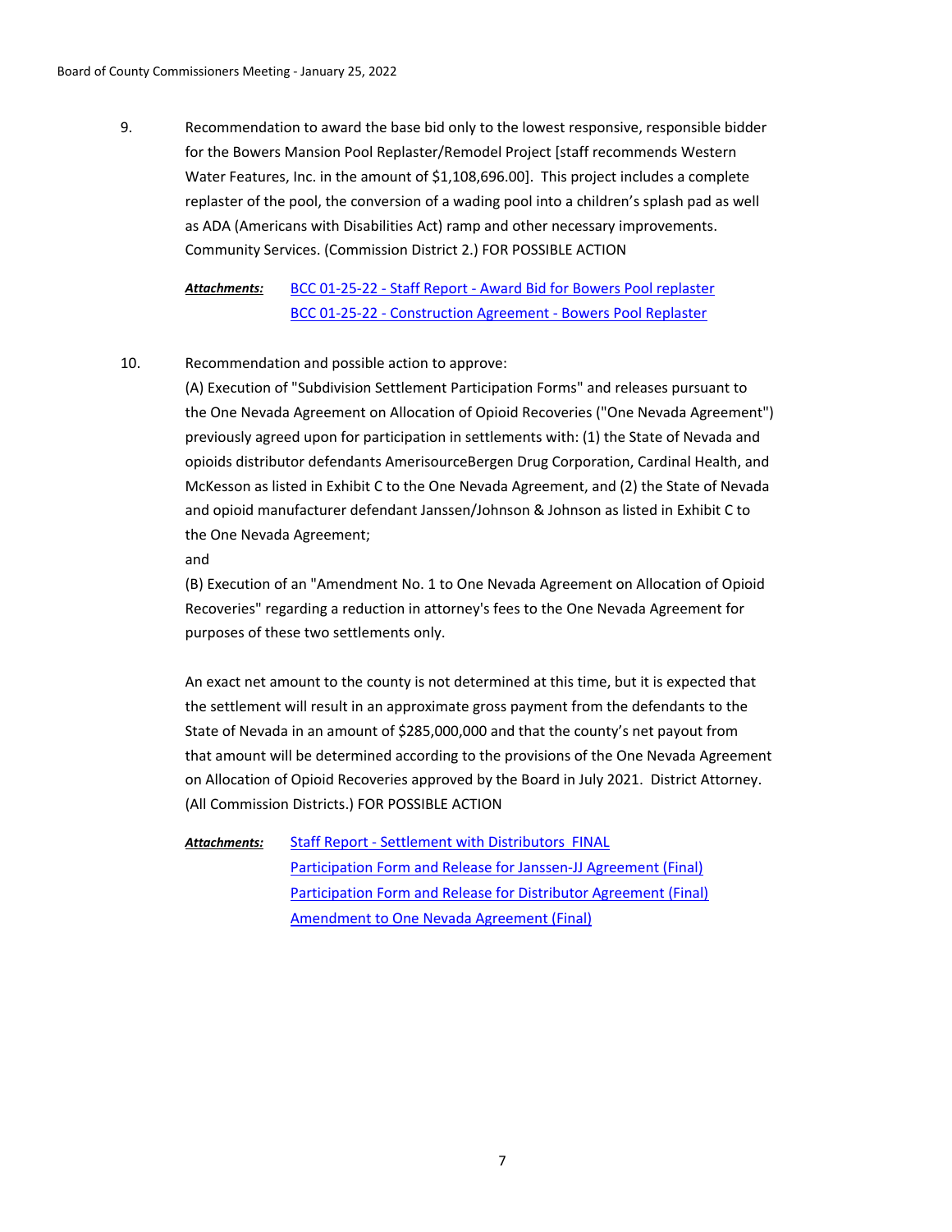9. Recommendation to award the base bid only to the lowest responsive, responsible bidder for the Bowers Mansion Pool Replaster/Remodel Project [staff recommends Western Water Features, Inc. in the amount of $1,108,696.00]. This project includes a complete replaster of the pool, the conversion of a wading pool into a children's splash pad as well as ADA (Americans with Disabilities Act) ramp and other necessary improvements. Community Services. (Commission District 2.) FOR POSSIBLE ACTION

***Attachments:*** BCC 01-25-22 - Staff Report - Award Bid for Bowers Pool replaster
BCC 01-25-22 - Construction Agreement - Bowers Pool Replaster

10. Recommendation and possible action to approve:
(A) Execution of "Subdivision Settlement Participation Forms" and releases pursuant to the One Nevada Agreement on Allocation of Opioid Recoveries ("One Nevada Agreement") previously agreed upon for participation in settlements with: (1) the State of Nevada and opioids distributor defendants AmerisourceBergen Drug Corporation, Cardinal Health, and McKesson as listed in Exhibit C to the One Nevada Agreement, and (2) the State of Nevada and opioid manufacturer defendant Janssen/Johnson & Johnson as listed in Exhibit C to the One Nevada Agreement;
and
(B) Execution of an "Amendment No. 1 to One Nevada Agreement on Allocation of Opioid Recoveries" regarding a reduction in attorney's fees to the One Nevada Agreement for purposes of these two settlements only.

An exact net amount to the county is not determined at this time, but it is expected that the settlement will result in an approximate gross payment from the defendants to the State of Nevada in an amount of $285,000,000 and that the county's net payout from that amount will be determined according to the provisions of the One Nevada Agreement on Allocation of Opioid Recoveries approved by the Board in July 2021. District Attorney. (All Commission Districts.) FOR POSSIBLE ACTION

***Attachments:*** Staff Report - Settlement with Distributors FINAL
Participation Form and Release for Janssen-JJ Agreement (Final)
Participation Form and Release for Distributor Agreement (Final)
Amendment to One Nevada Agreement (Final)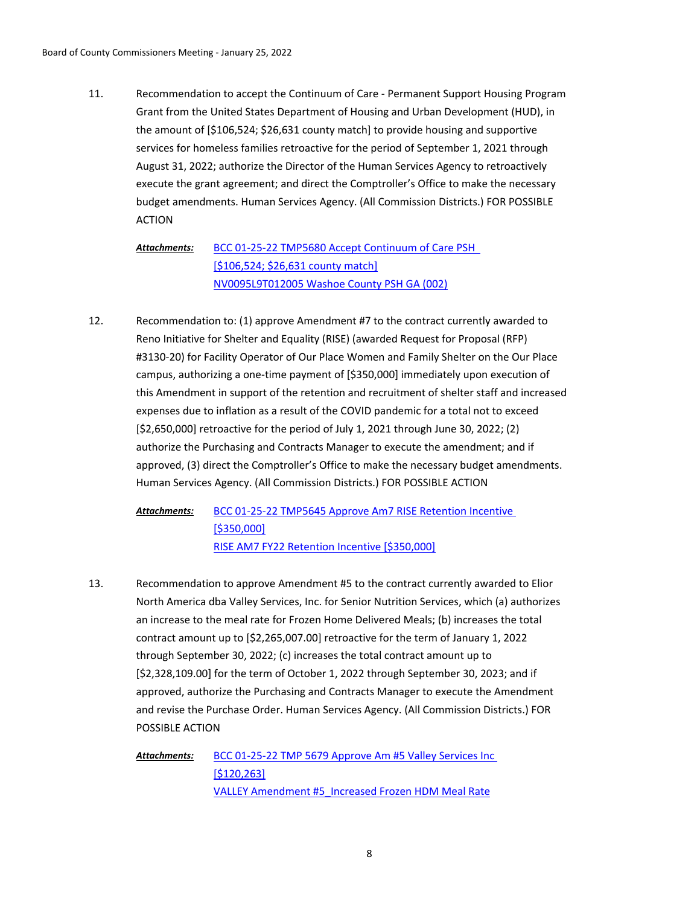11. Recommendation to accept the Continuum of Care - Permanent Support Housing Program Grant from the United States Department of Housing and Urban Development (HUD), in the amount of [$106,524; $26,631 county match] to provide housing and supportive services for homeless families retroactive for the period of September 1, 2021 through August 31, 2022; authorize the Director of the Human Services Agency to retroactively execute the grant agreement; and direct the Comptroller's Office to make the necessary budget amendments. Human Services Agency. (All Commission Districts.) FOR POSSIBLE ACTION

    ***Attachments:*** BCC 01-25-22 TMP5680 Accept Continuum of Care PSH [$106,524; $26,631 county match]
    NV0095L9T012005 Washoe County PSH GA (002)

12. Recommendation to: (1) approve Amendment #7 to the contract currently awarded to Reno Initiative for Shelter and Equality (RISE) (awarded Request for Proposal (RFP) #3130-20) for Facility Operator of Our Place Women and Family Shelter on the Our Place campus, authorizing a one-time payment of [$350,000] immediately upon execution of this Amendment in support of the retention and recruitment of shelter staff and increased expenses due to inflation as a result of the COVID pandemic for a total not to exceed [$2,650,000] retroactive for the period of July 1, 2021 through June 30, 2022; (2) authorize the Purchasing and Contracts Manager to execute the amendment; and if approved, (3) direct the Comptroller's Office to make the necessary budget amendments. Human Services Agency. (All Commission Districts.) FOR POSSIBLE ACTION

    ***Attachments:*** BCC 01-25-22 TMP5645 Approve Am7 RISE Retention Incentive [$350,000]
    RISE AM7 FY22 Retention Incentive [$350,000]

13. Recommendation to approve Amendment #5 to the contract currently awarded to Elior North America dba Valley Services, Inc. for Senior Nutrition Services, which (a) authorizes an increase to the meal rate for Frozen Home Delivered Meals; (b) increases the total contract amount up to [$2,265,007.00] retroactive for the term of January 1, 2022 through September 30, 2022; (c) increases the total contract amount up to [$2,328,109.00] for the term of October 1, 2022 through September 30, 2023; and if approved, authorize the Purchasing and Contracts Manager to execute the Amendment and revise the Purchase Order. Human Services Agency. (All Commission Districts.) FOR POSSIBLE ACTION

    ***Attachments:*** BCC 01-25-22 TMP 5679 Approve Am #5 Valley Services Inc [$120,263]
    VALLEY Amendment #5_Increased Frozen HDM Meal Rate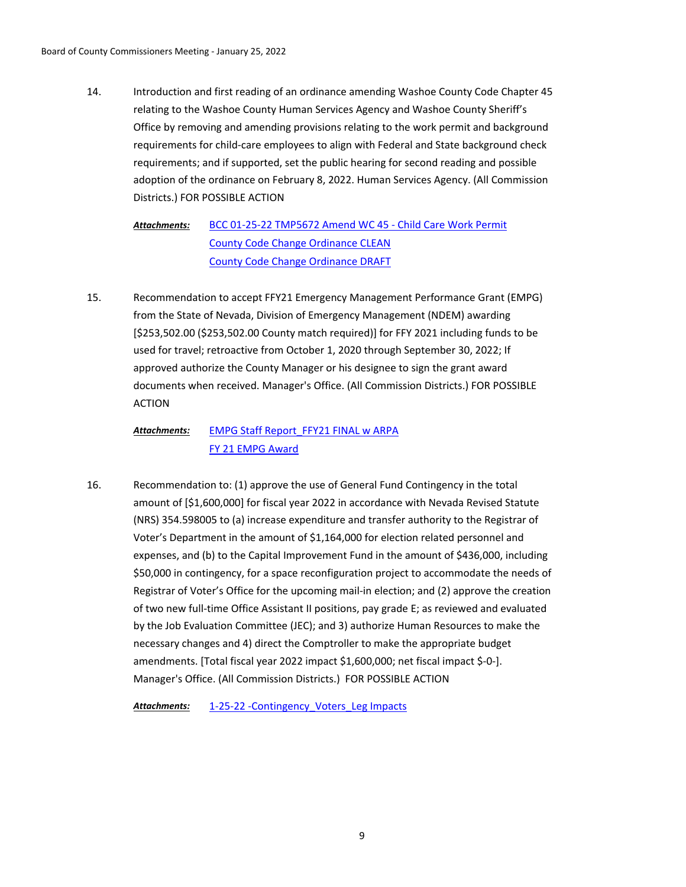14. Introduction and first reading of an ordinance amending Washoe County Code Chapter 45 relating to the Washoe County Human Services Agency and Washoe County Sheriff's Office by removing and amending provisions relating to the work permit and background requirements for child-care employees to align with Federal and State background check requirements; and if supported, set the public hearing for second reading and possible adoption of the ordinance on February 8, 2022. Human Services Agency. (All Commission Districts.) FOR POSSIBLE ACTION

    ***Attachments:*** BCC 01-25-22 TMP5672 Amend WC 45 - Child Care Work Permit
    County Code Change Ordinance CLEAN
    County Code Change Ordinance DRAFT

15. Recommendation to accept FFY21 Emergency Management Performance Grant (EMPG) from the State of Nevada, Division of Emergency Management (NDEM) awarding [$253,502.00 ($253,502.00 County match required)] for FFY 2021 including funds to be used for travel; retroactive from October 1, 2020 through September 30, 2022; If approved authorize the County Manager or his designee to sign the grant award documents when received. Manager's Office. (All Commission Districts.) FOR POSSIBLE ACTION

    ***Attachments:*** EMPG Staff Report_FFY21 FINAL w ARPA
    FY 21 EMPG Award

16. Recommendation to: (1) approve the use of General Fund Contingency in the total amount of [$1,600,000] for fiscal year 2022 in accordance with Nevada Revised Statute (NRS) 354.598005 to (a) increase expenditure and transfer authority to the Registrar of Voter's Department in the amount of $1,164,000 for election related personnel and expenses, and (b) to the Capital Improvement Fund in the amount of $436,000, including $50,000 in contingency, for a space reconfiguration project to accommodate the needs of Registrar of Voter's Office for the upcoming mail-in election; and (2) approve the creation of two new full-time Office Assistant II positions, pay grade E; as reviewed and evaluated by the Job Evaluation Committee (JEC); and 3) authorize Human Resources to make the necessary changes and 4) direct the Comptroller to make the appropriate budget amendments. [Total fiscal year 2022 impact $1,600,000; net fiscal impact $-0-]. Manager's Office. (All Commission Districts.) FOR POSSIBLE ACTION

    ***Attachments:*** 1-25-22 -Contingency_Voters_Leg Impacts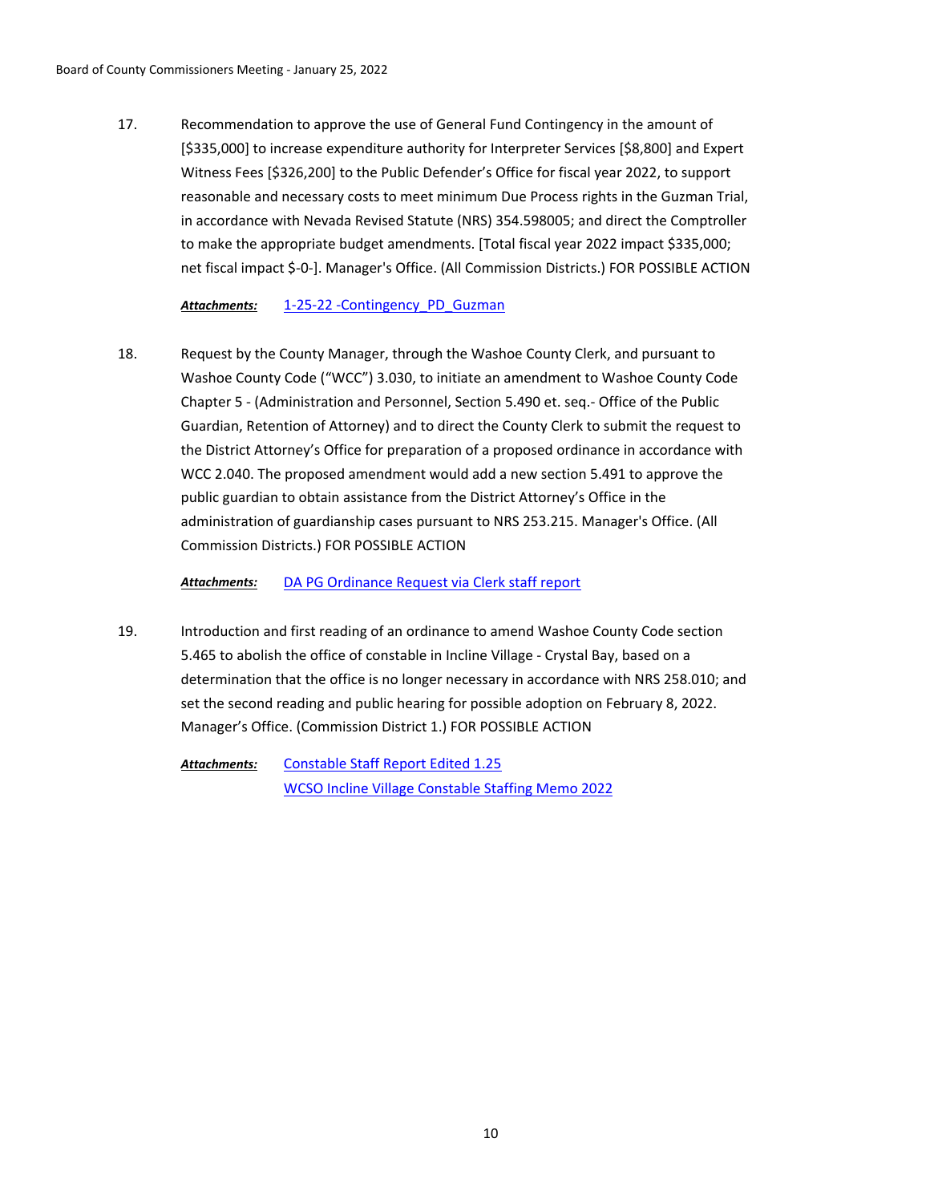17. Recommendation to approve the use of General Fund Contingency in the amount of [$335,000] to increase expenditure authority for Interpreter Services [$8,800] and Expert Witness Fees [$326,200] to the Public Defender's Office for fiscal year 2022, to support reasonable and necessary costs to meet minimum Due Process rights in the Guzman Trial, in accordance with Nevada Revised Statute (NRS) 354.598005; and direct the Comptroller to make the appropriate budget amendments. [Total fiscal year 2022 impact $335,000; net fiscal impact $-0-]. Manager's Office. (All Commission Districts.) FOR POSSIBLE ACTION

    ***Attachments:*** 1-25-22 -Contingency_PD_Guzman

18. Request by the County Manager, through the Washoe County Clerk, and pursuant to Washoe County Code ("WCC") 3.030, to initiate an amendment to Washoe County Code Chapter 5 - (Administration and Personnel, Section 5.490 et. seq.- Office of the Public Guardian, Retention of Attorney) and to direct the County Clerk to submit the request to the District Attorney's Office for preparation of a proposed ordinance in accordance with WCC 2.040. The proposed amendment would add a new section 5.491 to approve the public guardian to obtain assistance from the District Attorney's Office in the administration of guardianship cases pursuant to NRS 253.215. Manager's Office. (All Commission Districts.) FOR POSSIBLE ACTION

    ***Attachments:*** DA PG Ordinance Request via Clerk staff report

19. Introduction and first reading of an ordinance to amend Washoe County Code section 5.465 to abolish the office of constable in Incline Village - Crystal Bay, based on a determination that the office is no longer necessary in accordance with NRS 258.010; and set the second reading and public hearing for possible adoption on February 8, 2022. Manager's Office. (Commission District 1.) FOR POSSIBLE ACTION

    ***Attachments:*** Constable Staff Report Edited 1.25
    WCSO Incline Village Constable Staffing Memo 2022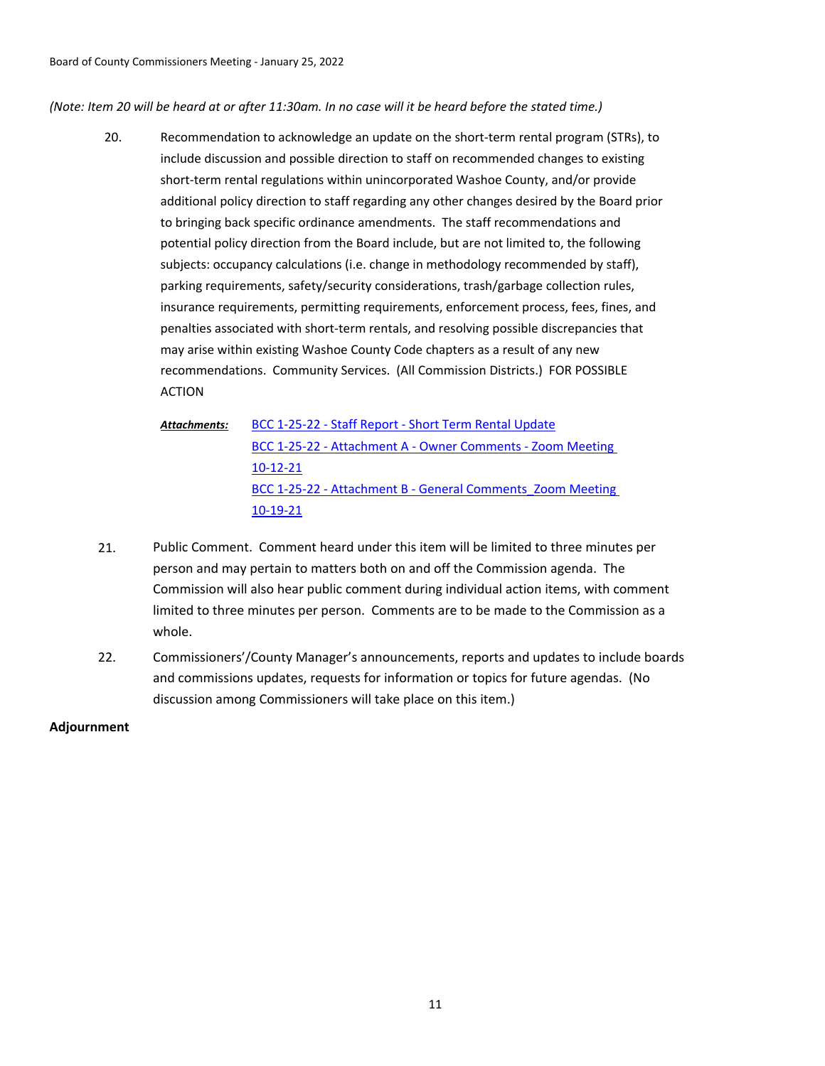*(Note: Item 20 will be heard at or after 11:30am. In no case will it be heard before the stated time.)*

20. Recommendation to acknowledge an update on the short-term rental program (STRs), to include discussion and possible direction to staff on recommended changes to existing short-term rental regulations within unincorporated Washoe County, and/or provide additional policy direction to staff regarding any other changes desired by the Board prior to bringing back specific ordinance amendments. The staff recommendations and potential policy direction from the Board include, but are not limited to, the following subjects: occupancy calculations (i.e. change in methodology recommended by staff), parking requirements, safety/security considerations, trash/garbage collection rules, insurance requirements, permitting requirements, enforcement process, fees, fines, and penalties associated with short-term rentals, and resolving possible discrepancies that may arise within existing Washoe County Code chapters as a result of any new recommendations. Community Services. (All Commission Districts.) FOR POSSIBLE ACTION

    ***Attachments:*** BCC 1-25-22 - Staff Report - Short Term Rental Update
    BCC 1-25-22 - Attachment A - Owner Comments - Zoom Meeting 10-12-21
    BCC 1-25-22 - Attachment B - General Comments_Zoom Meeting 10-19-21

21. Public Comment. Comment heard under this item will be limited to three minutes per person and may pertain to matters both on and off the Commission agenda. The Commission will also hear public comment during individual action items, with comment limited to three minutes per person. Comments are to be made to the Commission as a whole.

22. Commissioners'/County Manager's announcements, reports and updates to include boards and commissions updates, requests for information or topics for future agendas. (No discussion among Commissioners will take place on this item.)

**Adjournment**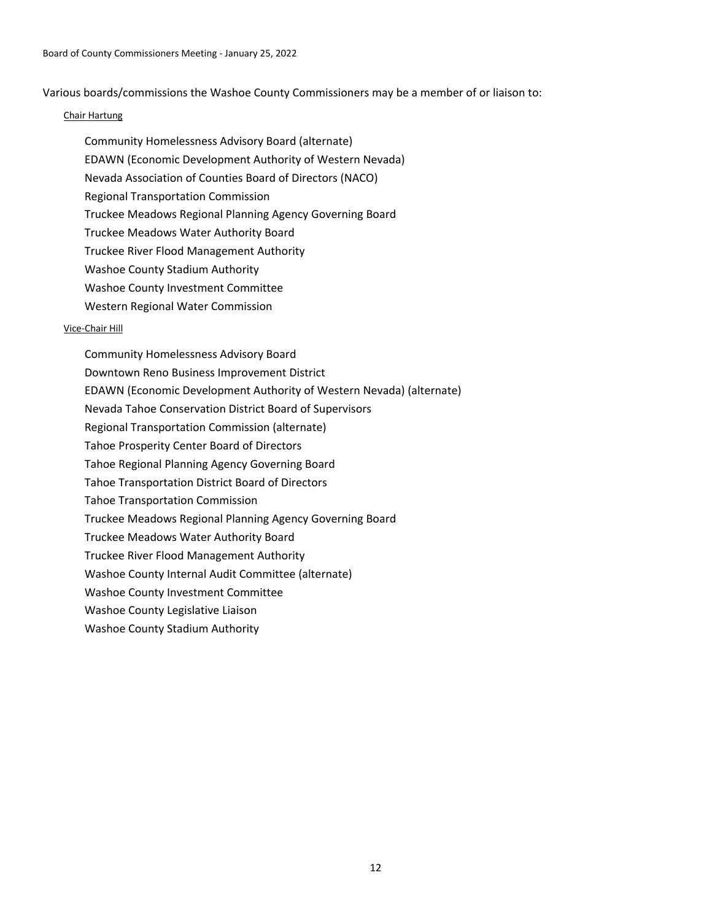Various boards/commissions the Washoe County Commissioners may be a member of or liaison to:

<u>Chair Hartung</u>

- Community Homelessness Advisory Board (alternate)
- EDAWN (Economic Development Authority of Western Nevada)
- Nevada Association of Counties Board of Directors (NACO)
- Regional Transportation Commission
- Truckee Meadows Regional Planning Agency Governing Board
- Truckee Meadows Water Authority Board
- Truckee River Flood Management Authority
- Washoe County Stadium Authority
- Washoe County Investment Committee
- Western Regional Water Commission

<u>Vice-Chair Hill</u>

- Community Homelessness Advisory Board
- Downtown Reno Business Improvement District
- EDAWN (Economic Development Authority of Western Nevada) (alternate)
- Nevada Tahoe Conservation District Board of Supervisors
- Regional Transportation Commission (alternate)
- Tahoe Prosperity Center Board of Directors
- Tahoe Regional Planning Agency Governing Board
- Tahoe Transportation District Board of Directors
- Tahoe Transportation Commission
- Truckee Meadows Regional Planning Agency Governing Board
- Truckee Meadows Water Authority Board
- Truckee River Flood Management Authority
- Washoe County Internal Audit Committee (alternate)
- Washoe County Investment Committee
- Washoe County Legislative Liaison
- Washoe County Stadium Authority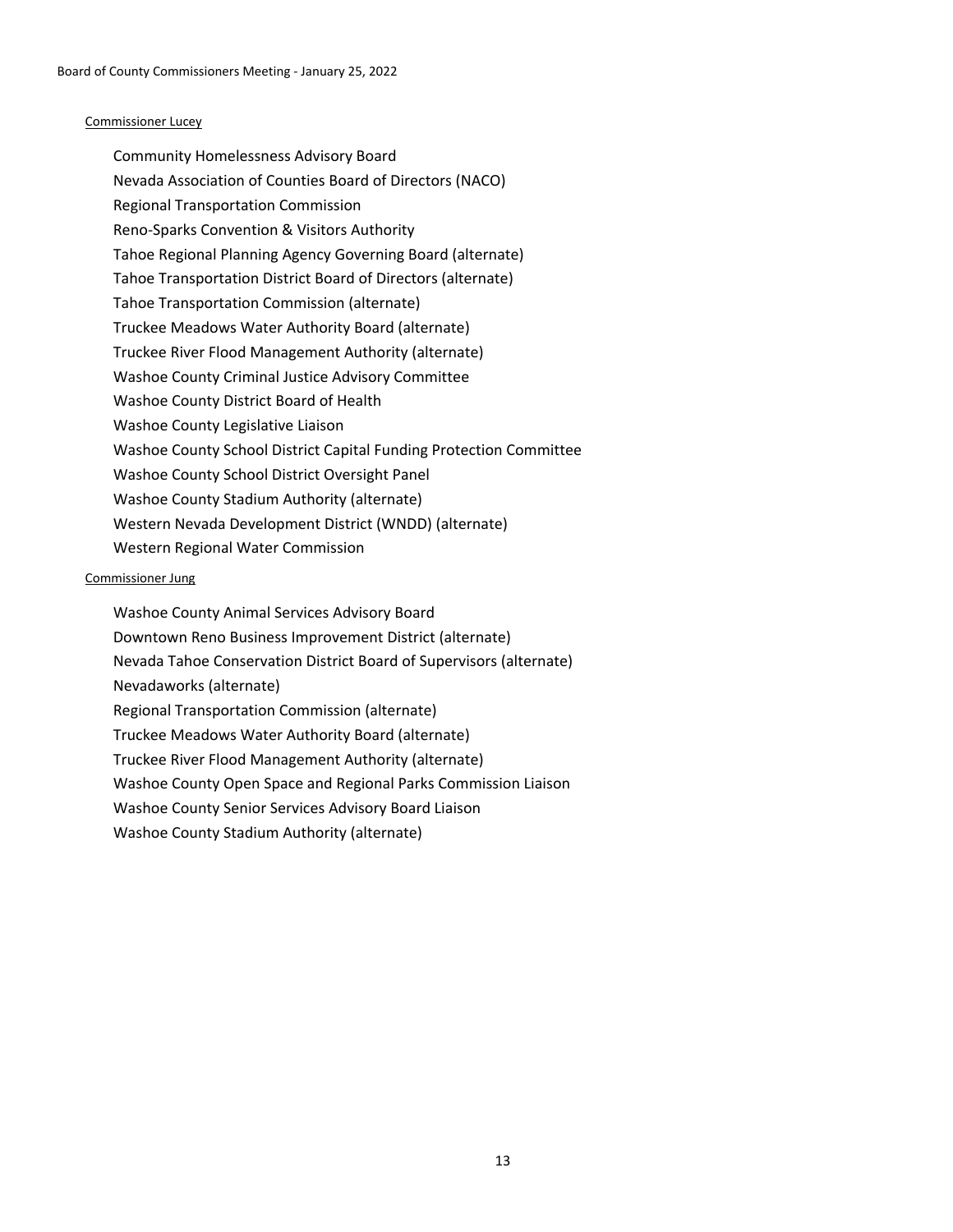Commissioner Lucey

Community Homelessness Advisory Board
Nevada Association of Counties Board of Directors (NACO)
Regional Transportation Commission
Reno-Sparks Convention & Visitors Authority
Tahoe Regional Planning Agency Governing Board (alternate)
Tahoe Transportation District Board of Directors (alternate)
Tahoe Transportation Commission (alternate)
Truckee Meadows Water Authority Board (alternate)
Truckee River Flood Management Authority (alternate)
Washoe County Criminal Justice Advisory Committee
Washoe County District Board of Health
Washoe County Legislative Liaison
Washoe County School District Capital Funding Protection Committee
Washoe County School District Oversight Panel
Washoe County Stadium Authority (alternate)
Western Nevada Development District (WNDD) (alternate)
Western Regional Water Commission

Commissioner Jung

Washoe County Animal Services Advisory Board
Downtown Reno Business Improvement District (alternate)
Nevada Tahoe Conservation District Board of Supervisors (alternate)
Nevadaworks (alternate)
Regional Transportation Commission (alternate)
Truckee Meadows Water Authority Board (alternate)
Truckee River Flood Management Authority (alternate)
Washoe County Open Space and Regional Parks Commission Liaison
Washoe County Senior Services Advisory Board Liaison
Washoe County Stadium Authority (alternate)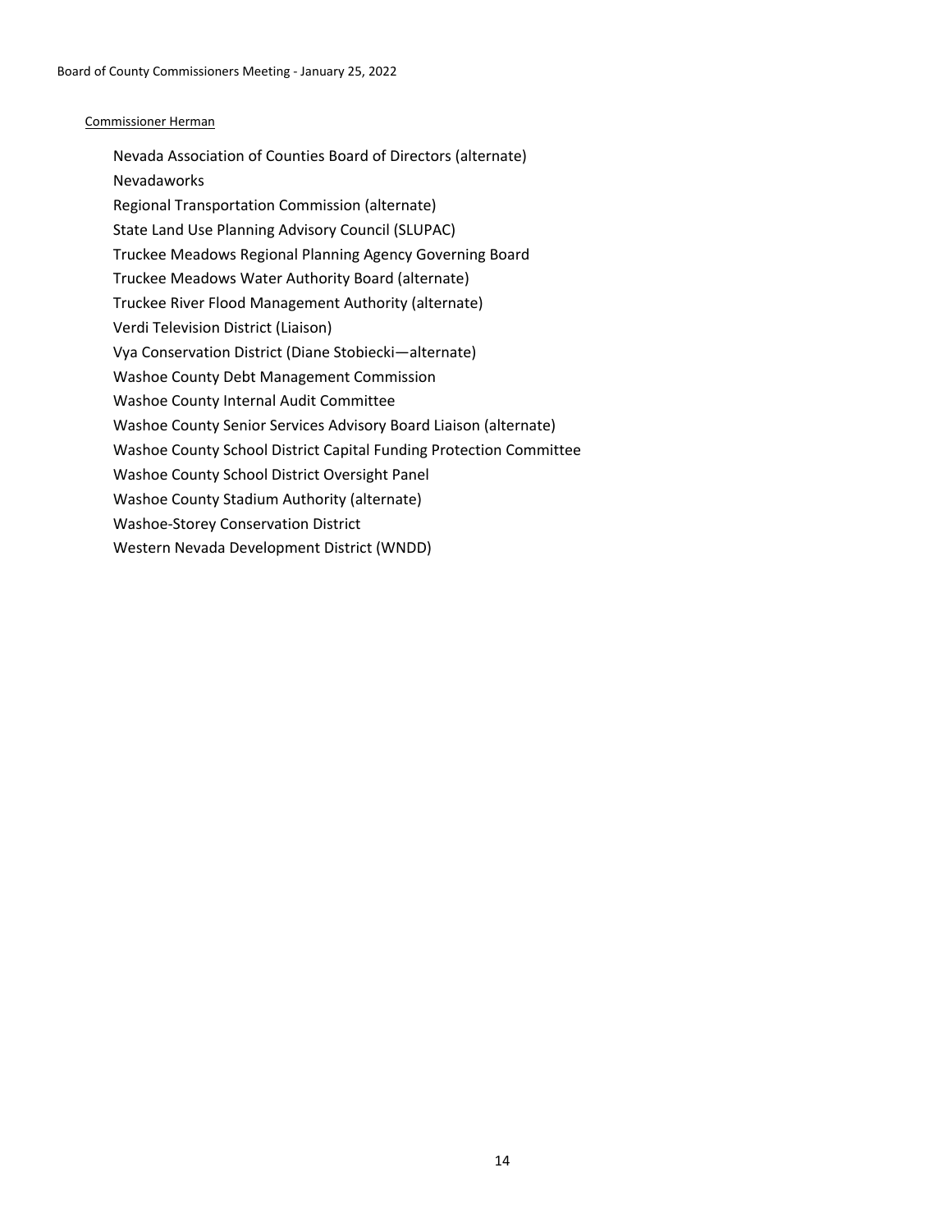Commissioner Herman

Nevada Association of Counties Board of Directors (alternate)
Nevadaworks
Regional Transportation Commission (alternate)
State Land Use Planning Advisory Council (SLUPAC)
Truckee Meadows Regional Planning Agency Governing Board
Truckee Meadows Water Authority Board (alternate)
Truckee River Flood Management Authority (alternate)
Verdi Television District (Liaison)
Vya Conservation District (Diane Stobiecki—alternate)
Washoe County Debt Management Commission
Washoe County Internal Audit Committee
Washoe County Senior Services Advisory Board Liaison (alternate)
Washoe County School District Capital Funding Protection Committee
Washoe County School District Oversight Panel
Washoe County Stadium Authority (alternate)
Washoe-Storey Conservation District
Western Nevada Development District (WNDD)